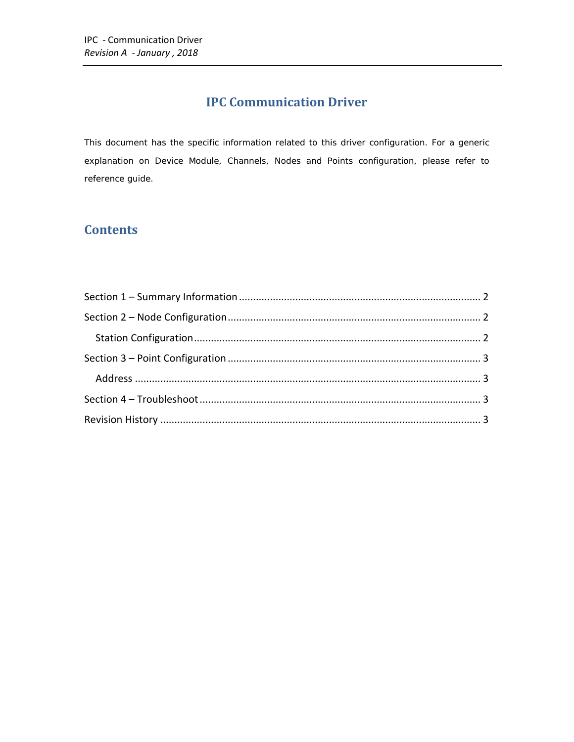# IPC Communication Driver

This document has the specific information related to this driver configuration. For a generic explanation on Device Module, Channels, Nodes and Points configuration, please refer to reference guide.

## Contents

Section 1 – Summary Information .......... 2

Section 2 – Node Configuration .......... 2

  Station Configuration .......... 2

Section 3 – Point Configuration .......... 3

  Address .......... 3

Section 4 – Troubleshoot .......... 3

Revision History .......... 3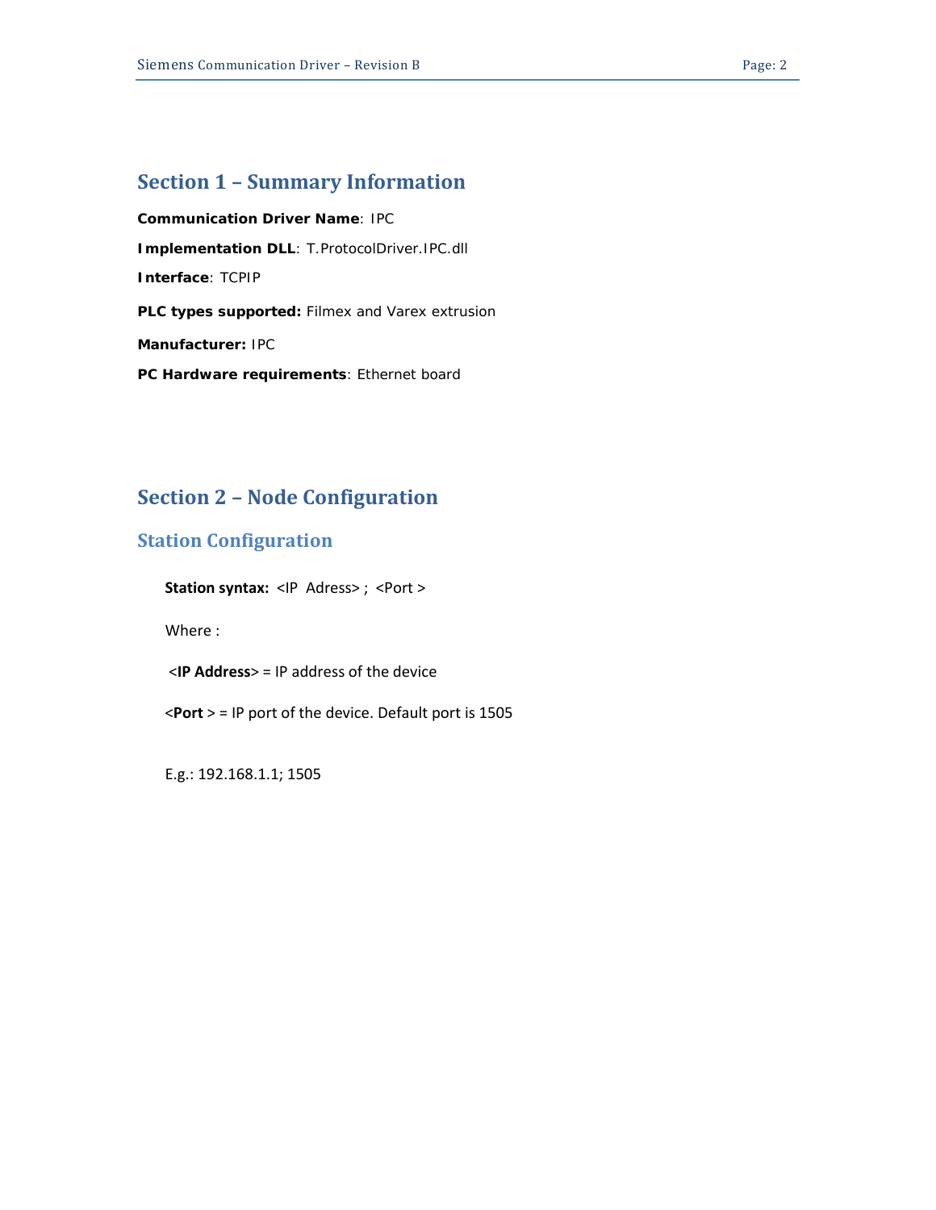# Section 1 – Summary Information

**Communication Driver Name**: IPC

**Implementation DLL**: T.ProtocolDriver.IPC.dll

**Interface**: TCPIP

**PLC types supported:** Filmex and Varex extrusion

**Manufacturer:** IPC

**PC Hardware requirements**: Ethernet board

# Section 2 – Node Configuration

## Station Configuration

**Station syntax:** <IP Adress> ; <Port >

Where :

<**IP Address**> = IP address of the device

<**Port** > = IP port of the device. Default port is 1505

E.g.: 192.168.1.1; 1505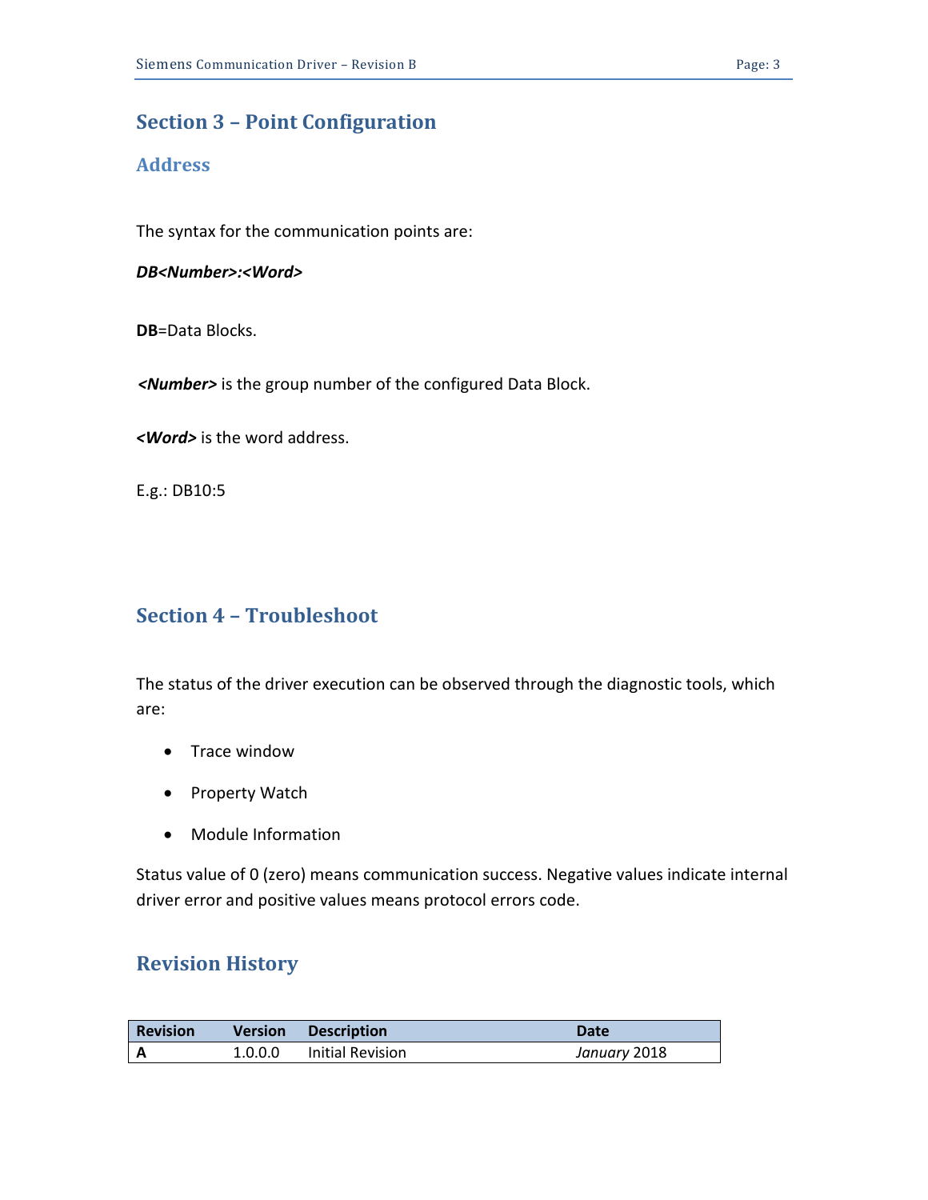## Section 3 – Point Configuration

### Address

The syntax for the communication points are:

***DB<Number>:<Word>***

**DB**=Data Blocks.

***<Number>*** is the group number of the configured Data Block.

***<Word>*** is the word address.

E.g.: DB10:5

## Section 4 – Troubleshoot

The status of the driver execution can be observed through the diagnostic tools, which are:

- Trace window
- Property Watch
- Module Information

Status value of 0 (zero) means communication success. Negative values indicate internal driver error and positive values means protocol errors code.

## Revision History

| Revision | Version | Description | Date |
|---|---|---|---|
| **A** | 1.0.0.0 | Initial Revision | *January* 2018 |